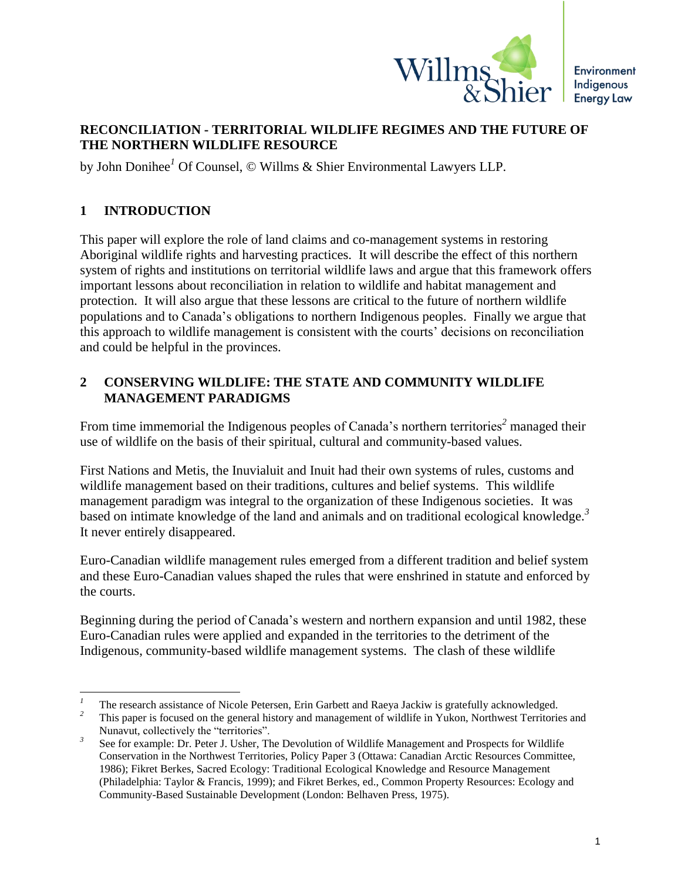Willms & Shier

Environment
Indigenous
Energy Law

**RECONCILIATION - TERRITORIAL WILDLIFE REGIMES AND THE FUTURE OF THE NORTHERN WILDLIFE RESOURCE**

by John Donihee[1] Of Counsel, © Willms & Shier Environmental Lawyers LLP.

## 1 INTRODUCTION

This paper will explore the role of land claims and co-management systems in restoring Aboriginal wildlife rights and harvesting practices. It will describe the effect of this northern system of rights and institutions on territorial wildlife laws and argue that this framework offers important lessons about reconciliation in relation to wildlife and habitat management and protection. It will also argue that these lessons are critical to the future of northern wildlife populations and to Canada's obligations to northern Indigenous peoples. Finally we argue that this approach to wildlife management is consistent with the courts' decisions on reconciliation and could be helpful in the provinces.

## 2 CONSERVING WILDLIFE: THE STATE AND COMMUNITY WILDLIFE MANAGEMENT PARADIGMS

From time immemorial the Indigenous peoples of Canada's northern territories[2] managed their use of wildlife on the basis of their spiritual, cultural and community-based values.

First Nations and Metis, the Inuvialuit and Inuit had their own systems of rules, customs and wildlife management based on their traditions, cultures and belief systems. This wildlife management paradigm was integral to the organization of these Indigenous societies. It was based on intimate knowledge of the land and animals and on traditional ecological knowledge.[3] It never entirely disappeared.

Euro-Canadian wildlife management rules emerged from a different tradition and belief system and these Euro-Canadian values shaped the rules that were enshrined in statute and enforced by the courts.

Beginning during the period of Canada's western and northern expansion and until 1982, these Euro-Canadian rules were applied and expanded in the territories to the detriment of the Indigenous, community-based wildlife management systems. The clash of these wildlife

---

[1] The research assistance of Nicole Petersen, Erin Garbett and Raeya Jackiw is gratefully acknowledged.

[2] This paper is focused on the general history and management of wildlife in Yukon, Northwest Territories and Nunavut, collectively the "territories".

[3] See for example: Dr. Peter J. Usher, The Devolution of Wildlife Management and Prospects for Wildlife Conservation in the Northwest Territories, Policy Paper 3 (Ottawa: Canadian Arctic Resources Committee, 1986); Fikret Berkes, Sacred Ecology: Traditional Ecological Knowledge and Resource Management (Philadelphia: Taylor & Francis, 1999); and Fikret Berkes, ed., Common Property Resources: Ecology and Community-Based Sustainable Development (London: Belhaven Press, 1975).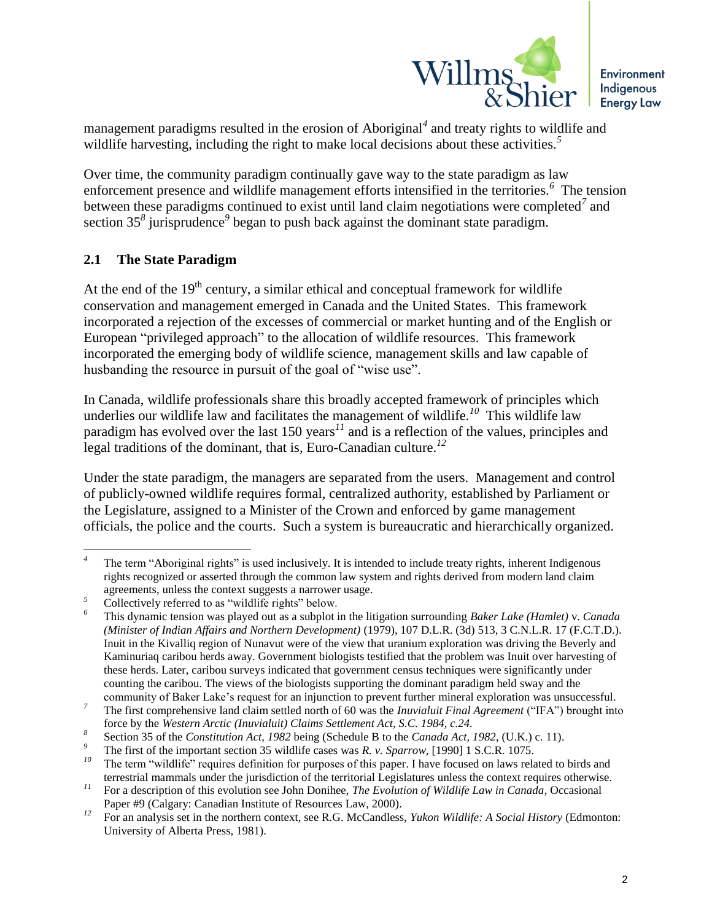management paradigms resulted in the erosion of Aboriginal[4] and treaty rights to wildlife and wildlife harvesting, including the right to make local decisions about these activities.[5]

Over time, the community paradigm continually gave way to the state paradigm as law enforcement presence and wildlife management efforts intensified in the territories.[6] The tension between these paradigms continued to exist until land claim negotiations were completed[7] and section 35[8] jurisprudence[9] began to push back against the dominant state paradigm.

## 2.1 The State Paradigm

At the end of the 19th century, a similar ethical and conceptual framework for wildlife conservation and management emerged in Canada and the United States. This framework incorporated a rejection of the excesses of commercial or market hunting and of the English or European "privileged approach" to the allocation of wildlife resources. This framework incorporated the emerging body of wildlife science, management skills and law capable of husbanding the resource in pursuit of the goal of "wise use".

In Canada, wildlife professionals share this broadly accepted framework of principles which underlies our wildlife law and facilitates the management of wildlife.[10] This wildlife law paradigm has evolved over the last 150 years[11] and is a reflection of the values, principles and legal traditions of the dominant, that is, Euro-Canadian culture.[12]

Under the state paradigm, the managers are separated from the users. Management and control of publicly-owned wildlife requires formal, centralized authority, established by Parliament or the Legislature, assigned to a Minister of the Crown and enforced by game management officials, the police and the courts. Such a system is bureaucratic and hierarchically organized.

---

[4] The term "Aboriginal rights" is used inclusively. It is intended to include treaty rights, inherent Indigenous rights recognized or asserted through the common law system and rights derived from modern land claim agreements, unless the context suggests a narrower usage.

[5] Collectively referred to as "wildlife rights" below.

[6] This dynamic tension was played out as a subplot in the litigation surrounding *Baker Lake (Hamlet)* v. *Canada (Minister of Indian Affairs and Northern Development)* (1979), 107 D.L.R. (3d) 513, 3 C.N.L.R. 17 (F.C.T.D.). Inuit in the Kivalliq region of Nunavut were of the view that uranium exploration was driving the Beverly and Kaminuriaq caribou herds away. Government biologists testified that the problem was Inuit over harvesting of these herds. Later, caribou surveys indicated that government census techniques were significantly under counting the caribou. The views of the biologists supporting the dominant paradigm held sway and the community of Baker Lake's request for an injunction to prevent further mineral exploration was unsuccessful.

[7] The first comprehensive land claim settled north of 60 was the *Inuvialuit Final Agreement* ("IFA") brought into force by the *Western Arctic (Inuvialuit) Claims Settlement Act, S.C. 1984, c.24.*

[8] Section 35 of the *Constitution Act, 1982* being (Schedule B to the *Canada Act, 1982*, (U.K.) c. 11).

[9] The first of the important section 35 wildlife cases was *R. v. Sparrow*, [1990] 1 S.C.R. 1075.

[10] The term "wildlife" requires definition for purposes of this paper. I have focused on laws related to birds and terrestrial mammals under the jurisdiction of the territorial Legislatures unless the context requires otherwise.

[11] For a description of this evolution see John Donihee, *The Evolution of Wildlife Law in Canada*, Occasional Paper #9 (Calgary: Canadian Institute of Resources Law, 2000).

[12] For an analysis set in the northern context, see R.G. McCandless, *Yukon Wildlife: A Social History* (Edmonton: University of Alberta Press, 1981).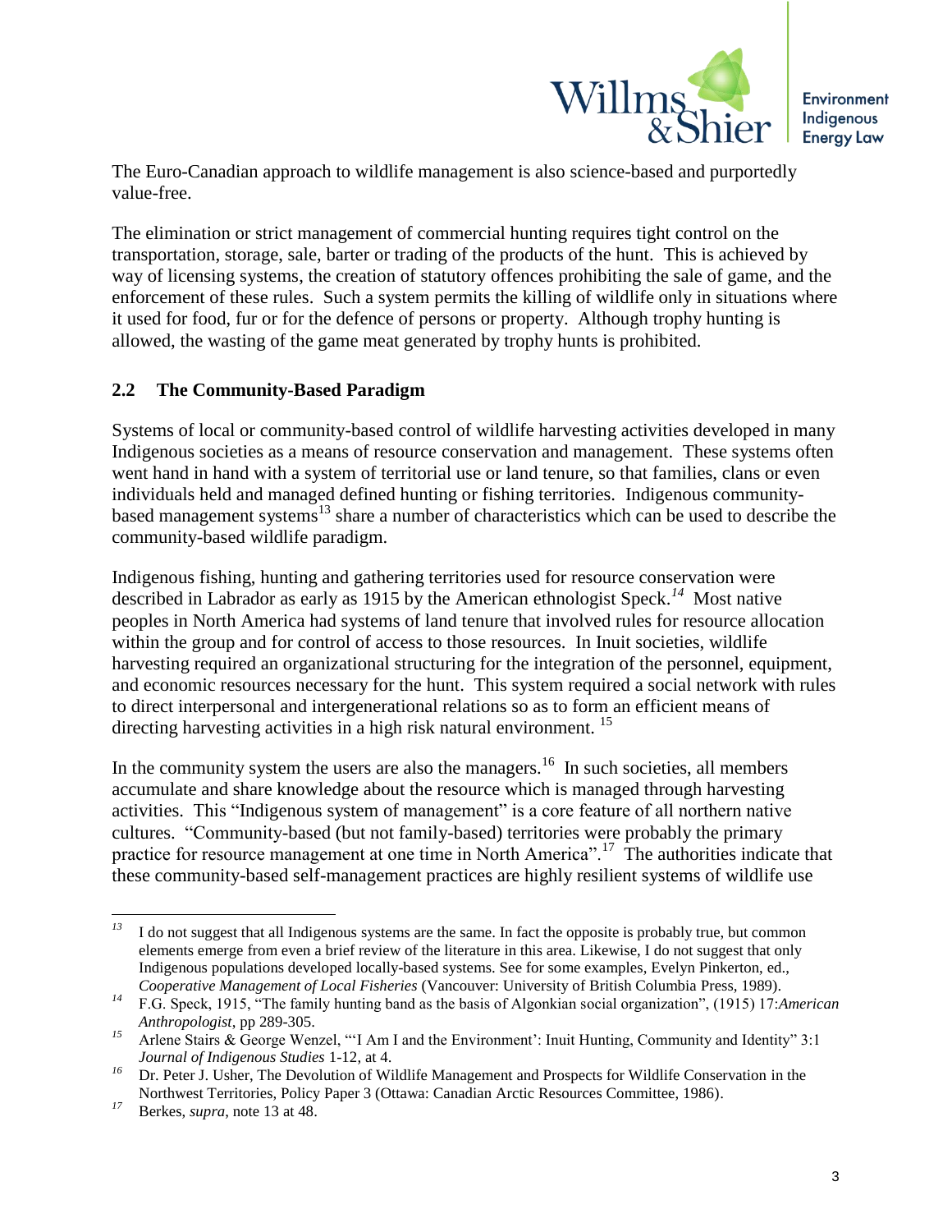The Euro-Canadian approach to wildlife management is also science-based and purportedly value-free.

The elimination or strict management of commercial hunting requires tight control on the transportation, storage, sale, barter or trading of the products of the hunt. This is achieved by way of licensing systems, the creation of statutory offences prohibiting the sale of game, and the enforcement of these rules. Such a system permits the killing of wildlife only in situations where it used for food, fur or for the defence of persons or property. Although trophy hunting is allowed, the wasting of the game meat generated by trophy hunts is prohibited.

### 2.2 The Community-Based Paradigm

Systems of local or community-based control of wildlife harvesting activities developed in many Indigenous societies as a means of resource conservation and management. These systems often went hand in hand with a system of territorial use or land tenure, so that families, clans or even individuals held and managed defined hunting or fishing territories. Indigenous community-based management systems[13] share a number of characteristics which can be used to describe the community-based wildlife paradigm.

Indigenous fishing, hunting and gathering territories used for resource conservation were described in Labrador as early as 1915 by the American ethnologist Speck.[14] Most native peoples in North America had systems of land tenure that involved rules for resource allocation within the group and for control of access to those resources. In Inuit societies, wildlife harvesting required an organizational structuring for the integration of the personnel, equipment, and economic resources necessary for the hunt. This system required a social network with rules to direct interpersonal and intergenerational relations so as to form an efficient means of directing harvesting activities in a high risk natural environment. [15]

In the community system the users are also the managers.[16] In such societies, all members accumulate and share knowledge about the resource which is managed through harvesting activities. This "Indigenous system of management" is a core feature of all northern native cultures. "Community-based (but not family-based) territories were probably the primary practice for resource management at one time in North America".[17] The authorities indicate that these community-based self-management practices are highly resilient systems of wildlife use

---

[13] I do not suggest that all Indigenous systems are the same. In fact the opposite is probably true, but common elements emerge from even a brief review of the literature in this area. Likewise, I do not suggest that only Indigenous populations developed locally-based systems. See for some examples, Evelyn Pinkerton, ed., *Cooperative Management of Local Fisheries* (Vancouver: University of British Columbia Press, 1989).

[14] F.G. Speck, 1915, "The family hunting band as the basis of Algonkian social organization", (1915) 17:*American Anthropologist*, pp 289-305.

[15] Arlene Stairs & George Wenzel, "'I Am I and the Environment': Inuit Hunting, Community and Identity" 3:1 *Journal of Indigenous Studies* 1-12, at 4.

[16] Dr. Peter J. Usher, The Devolution of Wildlife Management and Prospects for Wildlife Conservation in the Northwest Territories, Policy Paper 3 (Ottawa: Canadian Arctic Resources Committee, 1986).

[17] Berkes, *supra*, note 13 at 48.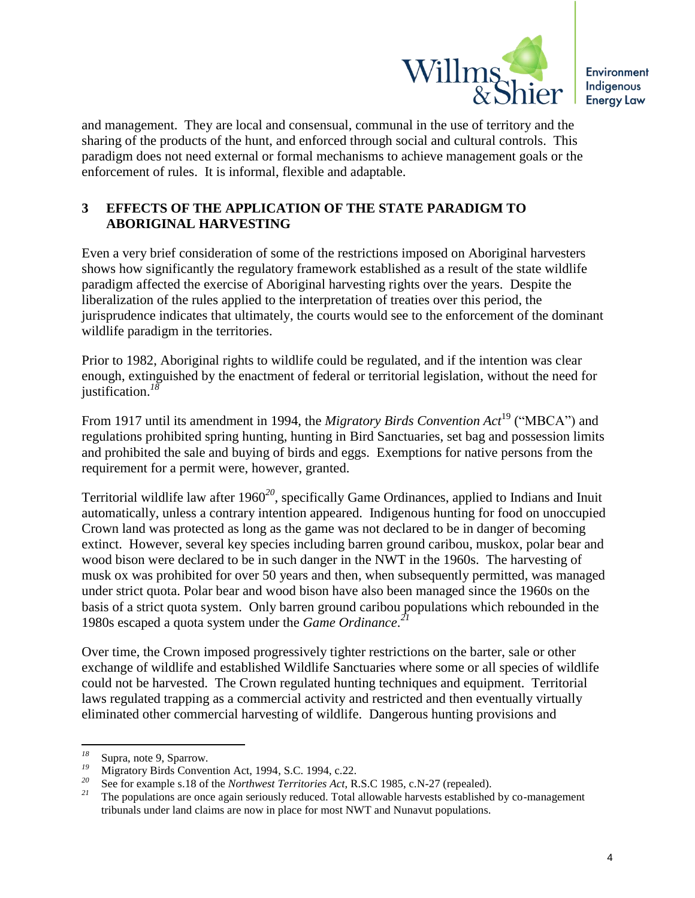and management. They are local and consensual, communal in the use of territory and the sharing of the products of the hunt, and enforced through social and cultural controls. This paradigm does not need external or formal mechanisms to achieve management goals or the enforcement of rules. It is informal, flexible and adaptable.

## 3 EFFECTS OF THE APPLICATION OF THE STATE PARADIGM TO ABORIGINAL HARVESTING

Even a very brief consideration of some of the restrictions imposed on Aboriginal harvesters shows how significantly the regulatory framework established as a result of the state wildlife paradigm affected the exercise of Aboriginal harvesting rights over the years. Despite the liberalization of the rules applied to the interpretation of treaties over this period, the jurisprudence indicates that ultimately, the courts would see to the enforcement of the dominant wildlife paradigm in the territories.

Prior to 1982, Aboriginal rights to wildlife could be regulated, and if the intention was clear enough, extinguished by the enactment of federal or territorial legislation, without the need for justification.[18]

From 1917 until its amendment in 1994, the *Migratory Birds Convention Act*[19] ("MBCA") and regulations prohibited spring hunting, hunting in Bird Sanctuaries, set bag and possession limits and prohibited the sale and buying of birds and eggs. Exemptions for native persons from the requirement for a permit were, however, granted.

Territorial wildlife law after 1960[20], specifically Game Ordinances, applied to Indians and Inuit automatically, unless a contrary intention appeared. Indigenous hunting for food on unoccupied Crown land was protected as long as the game was not declared to be in danger of becoming extinct. However, several key species including barren ground caribou, muskox, polar bear and wood bison were declared to be in such danger in the NWT in the 1960s. The harvesting of musk ox was prohibited for over 50 years and then, when subsequently permitted, was managed under strict quota. Polar bear and wood bison have also been managed since the 1960s on the basis of a strict quota system. Only barren ground caribou populations which rebounded in the 1980s escaped a quota system under the *Game Ordinance*.[21]

Over time, the Crown imposed progressively tighter restrictions on the barter, sale or other exchange of wildlife and established Wildlife Sanctuaries where some or all species of wildlife could not be harvested. The Crown regulated hunting techniques and equipment. Territorial laws regulated trapping as a commercial activity and restricted and then eventually virtually eliminated other commercial harvesting of wildlife. Dangerous hunting provisions and

---

[18] Supra, note 9, Sparrow.

[19] Migratory Birds Convention Act, 1994, S.C. 1994, c.22.

[20] See for example s.18 of the *Northwest Territories Act*, R.S.C 1985, c.N-27 (repealed).

[21] The populations are once again seriously reduced. Total allowable harvests established by co-management tribunals under land claims are now in place for most NWT and Nunavut populations.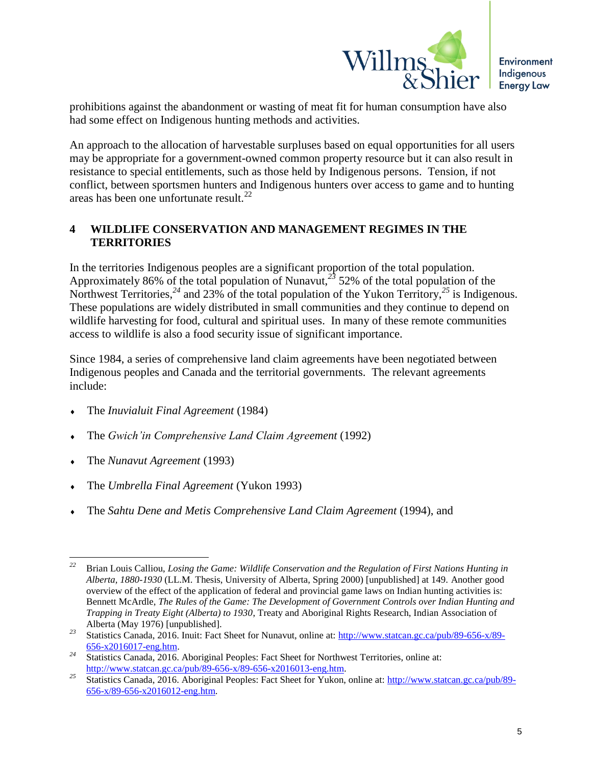prohibitions against the abandonment or wasting of meat fit for human consumption have also had some effect on Indigenous hunting methods and activities.

An approach to the allocation of harvestable surpluses based on equal opportunities for all users may be appropriate for a government-owned common property resource but it can also result in resistance to special entitlements, such as those held by Indigenous persons. Tension, if not conflict, between sportsmen hunters and Indigenous hunters over access to game and to hunting areas has been one unfortunate result.[22]

## 4 WILDLIFE CONSERVATION AND MANAGEMENT REGIMES IN THE TERRITORIES

In the territories Indigenous peoples are a significant proportion of the total population. Approximately 86% of the total population of Nunavut,[23] 52% of the total population of the Northwest Territories,[24] and 23% of the total population of the Yukon Territory,[25] is Indigenous. These populations are widely distributed in small communities and they continue to depend on wildlife harvesting for food, cultural and spiritual uses. In many of these remote communities access to wildlife is also a food security issue of significant importance.

Since 1984, a series of comprehensive land claim agreements have been negotiated between Indigenous peoples and Canada and the territorial governments. The relevant agreements include:

- The *Inuvialuit Final Agreement* (1984)
- The *Gwich'in Comprehensive Land Claim Agreement* (1992)
- The *Nunavut Agreement* (1993)
- The *Umbrella Final Agreement* (Yukon 1993)
- The *Sahtu Dene and Metis Comprehensive Land Claim Agreement* (1994), and

---

[22] Brian Louis Calliou, *Losing the Game: Wildlife Conservation and the Regulation of First Nations Hunting in Alberta, 1880-1930* (LL.M. Thesis, University of Alberta, Spring 2000) [unpublished] at 149. Another good overview of the effect of the application of federal and provincial game laws on Indian hunting activities is: Bennett McArdle, *The Rules of the Game: The Development of Government Controls over Indian Hunting and Trapping in Treaty Eight (Alberta) to 1930*, Treaty and Aboriginal Rights Research, Indian Association of Alberta (May 1976) [unpublished].

[23] Statistics Canada, 2016. Inuit: Fact Sheet for Nunavut, online at: http://www.statcan.gc.ca/pub/89-656-x/89-656-x2016017-eng.htm.

[24] Statistics Canada, 2016. Aboriginal Peoples: Fact Sheet for Northwest Territories, online at: http://www.statcan.gc.ca/pub/89-656-x/89-656-x2016013-eng.htm.

[25] Statistics Canada, 2016. Aboriginal Peoples: Fact Sheet for Yukon, online at: http://www.statcan.gc.ca/pub/89-656-x/89-656-x2016012-eng.htm.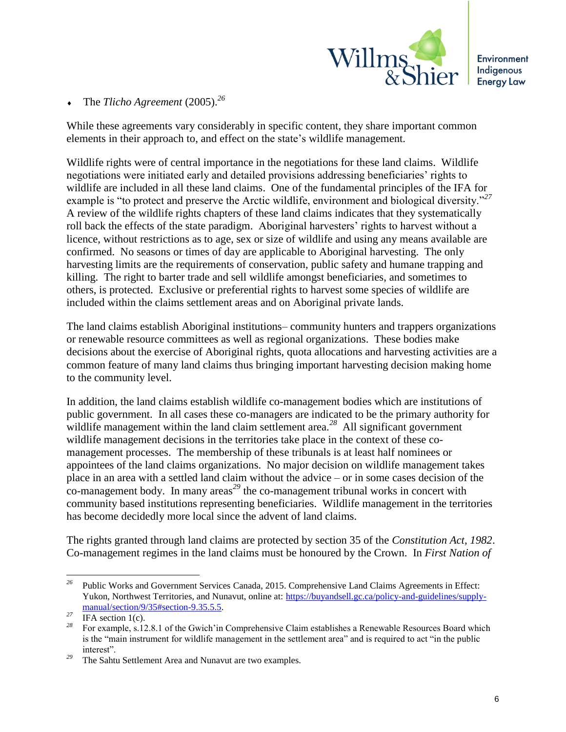- The *Tlicho Agreement* (2005).[26]

While these agreements vary considerably in specific content, they share important common elements in their approach to, and effect on the state's wildlife management.

Wildlife rights were of central importance in the negotiations for these land claims. Wildlife negotiations were initiated early and detailed provisions addressing beneficiaries' rights to wildlife are included in all these land claims. One of the fundamental principles of the IFA for example is "to protect and preserve the Arctic wildlife, environment and biological diversity."[27] A review of the wildlife rights chapters of these land claims indicates that they systematically roll back the effects of the state paradigm. Aboriginal harvesters' rights to harvest without a licence, without restrictions as to age, sex or size of wildlife and using any means available are confirmed. No seasons or times of day are applicable to Aboriginal harvesting. The only harvesting limits are the requirements of conservation, public safety and humane trapping and killing. The right to barter trade and sell wildlife amongst beneficiaries, and sometimes to others, is protected. Exclusive or preferential rights to harvest some species of wildlife are included within the claims settlement areas and on Aboriginal private lands.

The land claims establish Aboriginal institutions– community hunters and trappers organizations or renewable resource committees as well as regional organizations. These bodies make decisions about the exercise of Aboriginal rights, quota allocations and harvesting activities are a common feature of many land claims thus bringing important harvesting decision making home to the community level.

In addition, the land claims establish wildlife co-management bodies which are institutions of public government. In all cases these co-managers are indicated to be the primary authority for wildlife management within the land claim settlement area.[28] All significant government wildlife management decisions in the territories take place in the context of these co-management processes. The membership of these tribunals is at least half nominees or appointees of the land claims organizations. No major decision on wildlife management takes place in an area with a settled land claim without the advice – or in some cases decision of the co-management body. In many areas[29] the co-management tribunal works in concert with community based institutions representing beneficiaries. Wildlife management in the territories has become decidedly more local since the advent of land claims.

The rights granted through land claims are protected by section 35 of the *Constitution Act, 1982*. Co-management regimes in the land claims must be honoured by the Crown. In *First Nation of*

---

[26] Public Works and Government Services Canada, 2015. Comprehensive Land Claims Agreements in Effect: Yukon, Northwest Territories, and Nunavut, online at: https://buyandsell.gc.ca/policy-and-guidelines/supply-manual/section/9/35#section-9.35.5.5.

[27] IFA section 1(c).

[28] For example, s.12.8.1 of the Gwich'in Comprehensive Claim establishes a Renewable Resources Board which is the "main instrument for wildlife management in the settlement area" and is required to act "in the public interest".

[29] The Sahtu Settlement Area and Nunavut are two examples.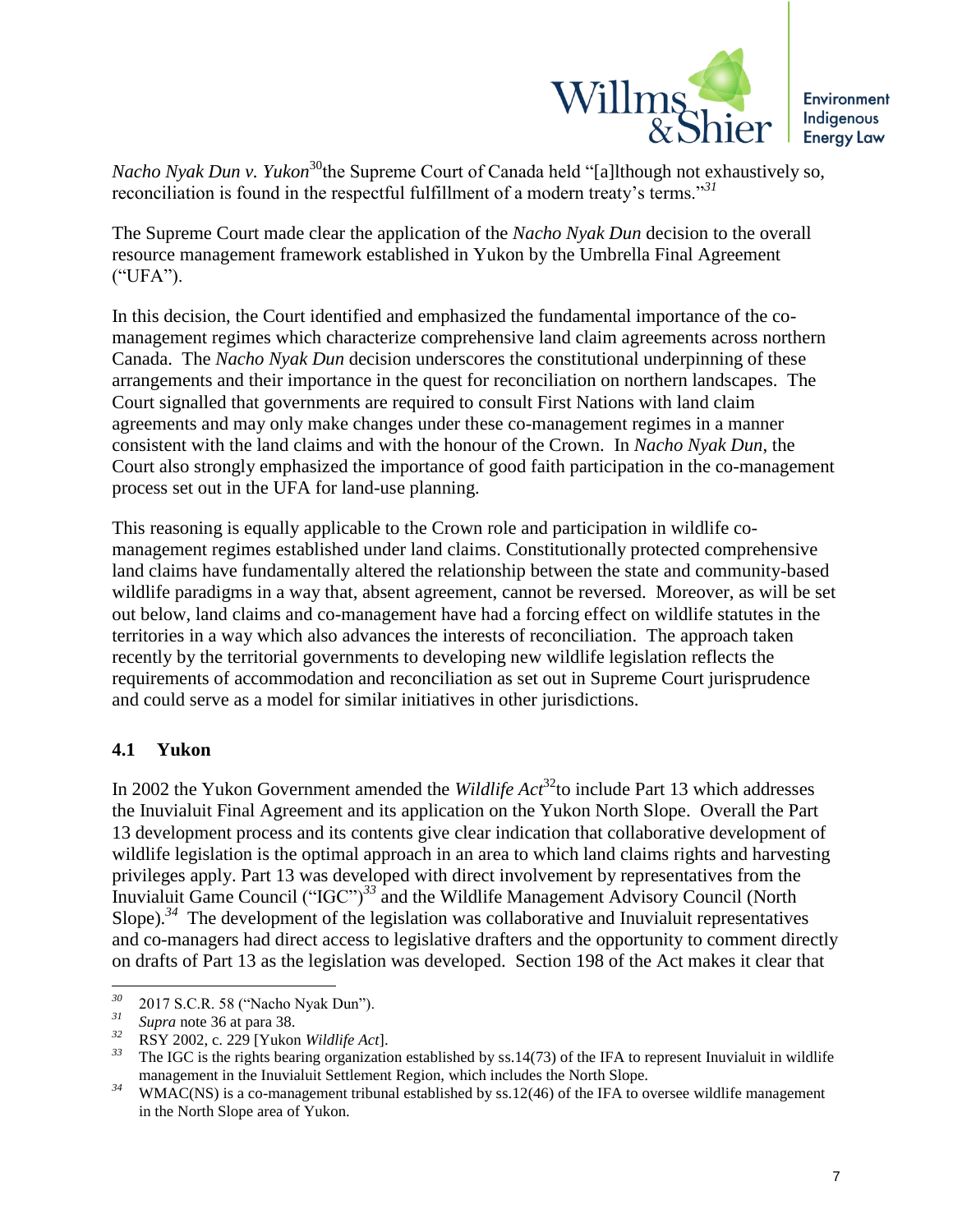*Nacho Nyak Dun v. Yukon*[30]the Supreme Court of Canada held "[a]lthough not exhaustively so, reconciliation is found in the respectful fulfillment of a modern treaty's terms."[31]

The Supreme Court made clear the application of the *Nacho Nyak Dun* decision to the overall resource management framework established in Yukon by the Umbrella Final Agreement ("UFA").

In this decision, the Court identified and emphasized the fundamental importance of the co-management regimes which characterize comprehensive land claim agreements across northern Canada. The *Nacho Nyak Dun* decision underscores the constitutional underpinning of these arrangements and their importance in the quest for reconciliation on northern landscapes. The Court signalled that governments are required to consult First Nations with land claim agreements and may only make changes under these co-management regimes in a manner consistent with the land claims and with the honour of the Crown. In *Nacho Nyak Dun*, the Court also strongly emphasized the importance of good faith participation in the co-management process set out in the UFA for land-use planning.

This reasoning is equally applicable to the Crown role and participation in wildlife co-management regimes established under land claims. Constitutionally protected comprehensive land claims have fundamentally altered the relationship between the state and community-based wildlife paradigms in a way that, absent agreement, cannot be reversed. Moreover, as will be set out below, land claims and co-management have had a forcing effect on wildlife statutes in the territories in a way which also advances the interests of reconciliation. The approach taken recently by the territorial governments to developing new wildlife legislation reflects the requirements of accommodation and reconciliation as set out in Supreme Court jurisprudence and could serve as a model for similar initiatives in other jurisdictions.

### 4.1 Yukon

In 2002 the Yukon Government amended the *Wildlife Act*[32]to include Part 13 which addresses the Inuvialuit Final Agreement and its application on the Yukon North Slope. Overall the Part 13 development process and its contents give clear indication that collaborative development of wildlife legislation is the optimal approach in an area to which land claims rights and harvesting privileges apply. Part 13 was developed with direct involvement by representatives from the Inuvialuit Game Council ("IGC")[33] and the Wildlife Management Advisory Council (North Slope).[34] The development of the legislation was collaborative and Inuvialuit representatives and co-managers had direct access to legislative drafters and the opportunity to comment directly on drafts of Part 13 as the legislation was developed. Section 198 of the Act makes it clear that

---

[30] 2017 S.C.R. 58 ("Nacho Nyak Dun").

[31] *Supra* note 36 at para 38.

[32] RSY 2002, c. 229 [Yukon *Wildlife Act*].

[33] The IGC is the rights bearing organization established by ss.14(73) of the IFA to represent Inuvialuit in wildlife management in the Inuvialuit Settlement Region, which includes the North Slope.

[34] WMAC(NS) is a co-management tribunal established by ss.12(46) of the IFA to oversee wildlife management in the North Slope area of Yukon.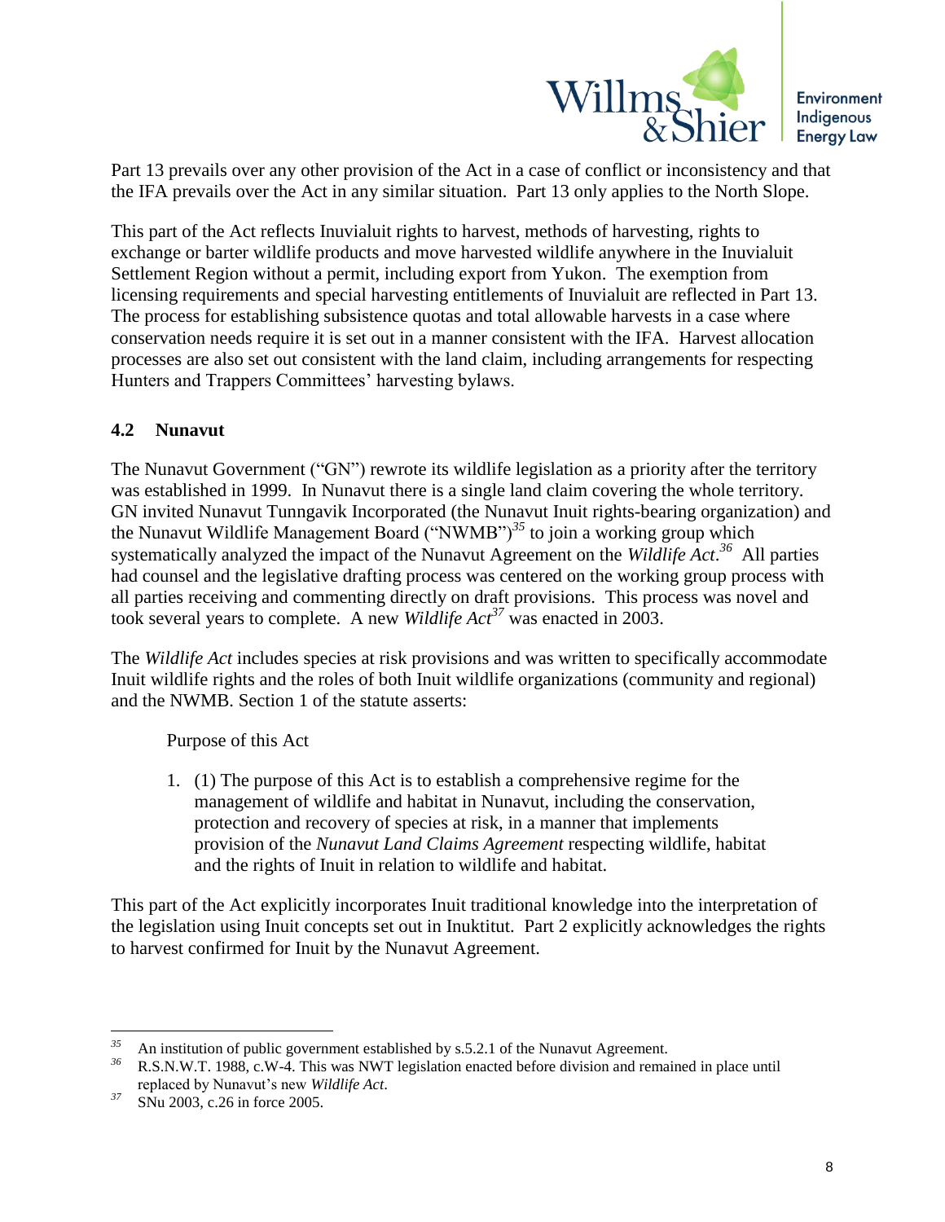Part 13 prevails over any other provision of the Act in a case of conflict or inconsistency and that the IFA prevails over the Act in any similar situation. Part 13 only applies to the North Slope.

This part of the Act reflects Inuvialuit rights to harvest, methods of harvesting, rights to exchange or barter wildlife products and move harvested wildlife anywhere in the Inuvialuit Settlement Region without a permit, including export from Yukon. The exemption from licensing requirements and special harvesting entitlements of Inuvialuit are reflected in Part 13. The process for establishing subsistence quotas and total allowable harvests in a case where conservation needs require it is set out in a manner consistent with the IFA. Harvest allocation processes are also set out consistent with the land claim, including arrangements for respecting Hunters and Trappers Committees' harvesting bylaws.

### 4.2 Nunavut

The Nunavut Government ("GN") rewrote its wildlife legislation as a priority after the territory was established in 1999. In Nunavut there is a single land claim covering the whole territory. GN invited Nunavut Tunngavik Incorporated (the Nunavut Inuit rights-bearing organization) and the Nunavut Wildlife Management Board ("NWMB")[35] to join a working group which systematically analyzed the impact of the Nunavut Agreement on the *Wildlife Act*.[36] All parties had counsel and the legislative drafting process was centered on the working group process with all parties receiving and commenting directly on draft provisions. This process was novel and took several years to complete. A new *Wildlife Act*[37] was enacted in 2003.

The *Wildlife Act* includes species at risk provisions and was written to specifically accommodate Inuit wildlife rights and the roles of both Inuit wildlife organizations (community and regional) and the NWMB. Section 1 of the statute asserts:

> Purpose of this Act
>
> 1. (1) The purpose of this Act is to establish a comprehensive regime for the management of wildlife and habitat in Nunavut, including the conservation, protection and recovery of species at risk, in a manner that implements provision of the *Nunavut Land Claims Agreement* respecting wildlife, habitat and the rights of Inuit in relation to wildlife and habitat.

This part of the Act explicitly incorporates Inuit traditional knowledge into the interpretation of the legislation using Inuit concepts set out in Inuktitut. Part 2 explicitly acknowledges the rights to harvest confirmed for Inuit by the Nunavut Agreement.

---

[35] An institution of public government established by s.5.2.1 of the Nunavut Agreement.

[36] R.S.N.W.T. 1988, c.W-4. This was NWT legislation enacted before division and remained in place until replaced by Nunavut's new *Wildlife Act*.

[37] SNu 2003, c.26 in force 2005.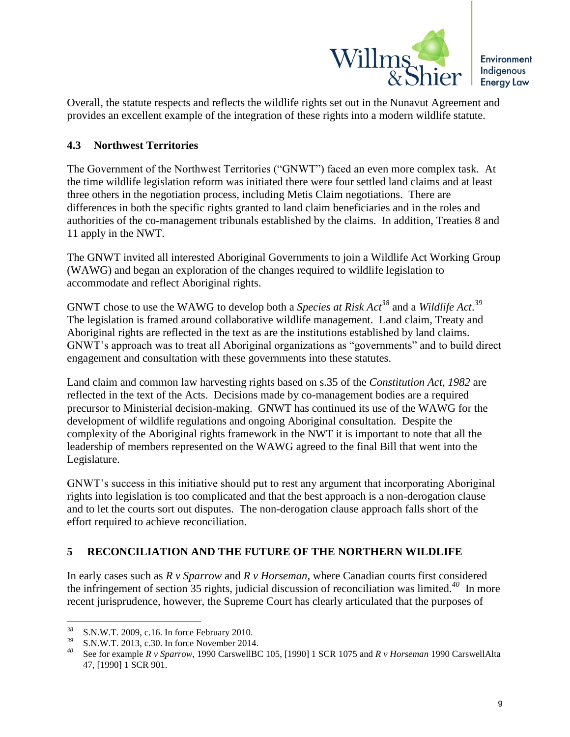Overall, the statute respects and reflects the wildlife rights set out in the Nunavut Agreement and provides an excellent example of the integration of these rights into a modern wildlife statute.

### 4.3 Northwest Territories

The Government of the Northwest Territories ("GNWT") faced an even more complex task. At the time wildlife legislation reform was initiated there were four settled land claims and at least three others in the negotiation process, including Metis Claim negotiations. There are differences in both the specific rights granted to land claim beneficiaries and in the roles and authorities of the co-management tribunals established by the claims. In addition, Treaties 8 and 11 apply in the NWT.

The GNWT invited all interested Aboriginal Governments to join a Wildlife Act Working Group (WAWG) and began an exploration of the changes required to wildlife legislation to accommodate and reflect Aboriginal rights.

GNWT chose to use the WAWG to develop both a *Species at Risk Act*[38] and a *Wildlife Act*.[39] The legislation is framed around collaborative wildlife management. Land claim, Treaty and Aboriginal rights are reflected in the text as are the institutions established by land claims. GNWT's approach was to treat all Aboriginal organizations as "governments" and to build direct engagement and consultation with these governments into these statutes.

Land claim and common law harvesting rights based on s.35 of the *Constitution Act, 1982* are reflected in the text of the Acts. Decisions made by co-management bodies are a required precursor to Ministerial decision-making. GNWT has continued its use of the WAWG for the development of wildlife regulations and ongoing Aboriginal consultation. Despite the complexity of the Aboriginal rights framework in the NWT it is important to note that all the leadership of members represented on the WAWG agreed to the final Bill that went into the Legislature.

GNWT's success in this initiative should put to rest any argument that incorporating Aboriginal rights into legislation is too complicated and that the best approach is a non-derogation clause and to let the courts sort out disputes. The non-derogation clause approach falls short of the effort required to achieve reconciliation.

## 5 RECONCILIATION AND THE FUTURE OF THE NORTHERN WILDLIFE

In early cases such as *R v Sparrow* and *R v Horseman*, where Canadian courts first considered the infringement of section 35 rights, judicial discussion of reconciliation was limited.[40] In more recent jurisprudence, however, the Supreme Court has clearly articulated that the purposes of

---

[38] S.N.W.T. 2009, c.16. In force February 2010.

[39] S.N.W.T. 2013, c.30. In force November 2014.

[40] See for example *R v Sparrow*, 1990 CarswellBC 105, [1990] 1 SCR 1075 and *R v Horseman* 1990 CarswellAlta 47, [1990] 1 SCR 901.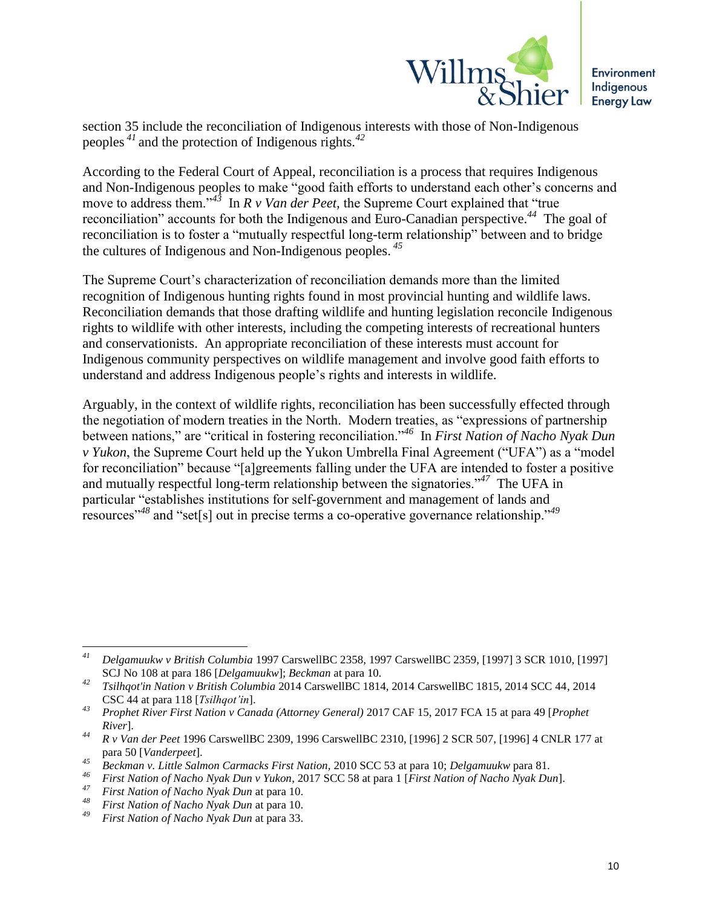section 35 include the reconciliation of Indigenous interests with those of Non-Indigenous peoples [41] and the protection of Indigenous rights.[42]

According to the Federal Court of Appeal, reconciliation is a process that requires Indigenous and Non-Indigenous peoples to make "good faith efforts to understand each other's concerns and move to address them."[43] In *R v Van der Peet*, the Supreme Court explained that "true reconciliation" accounts for both the Indigenous and Euro-Canadian perspective.[44] The goal of reconciliation is to foster a "mutually respectful long-term relationship" between and to bridge the cultures of Indigenous and Non-Indigenous peoples. [45]

The Supreme Court's characterization of reconciliation demands more than the limited recognition of Indigenous hunting rights found in most provincial hunting and wildlife laws. Reconciliation demands that those drafting wildlife and hunting legislation reconcile Indigenous rights to wildlife with other interests, including the competing interests of recreational hunters and conservationists. An appropriate reconciliation of these interests must account for Indigenous community perspectives on wildlife management and involve good faith efforts to understand and address Indigenous people's rights and interests in wildlife.

Arguably, in the context of wildlife rights, reconciliation has been successfully effected through the negotiation of modern treaties in the North. Modern treaties, as "expressions of partnership between nations," are "critical in fostering reconciliation."[46] In *First Nation of Nacho Nyak Dun v Yukon*, the Supreme Court held up the Yukon Umbrella Final Agreement ("UFA") as a "model for reconciliation" because "[a]greements falling under the UFA are intended to foster a positive and mutually respectful long-term relationship between the signatories."[47] The UFA in particular "establishes institutions for self-government and management of lands and resources"[48] and "set[s] out in precise terms a co-operative governance relationship."[49]

---

[41] *Delgamuukw v British Columbia* 1997 CarswellBC 2358, 1997 CarswellBC 2359, [1997] 3 SCR 1010, [1997] SCJ No 108 at para 186 [*Delgamuukw*]; *Beckman* at para 10.

[42] *Tsilhqot'in Nation v British Columbia* 2014 CarswellBC 1814, 2014 CarswellBC 1815, 2014 SCC 44, 2014 CSC 44 at para 118 [*Tsilhqot'in*].

[43] *Prophet River First Nation v Canada (Attorney General)* 2017 CAF 15, 2017 FCA 15 at para 49 [*Prophet River*].

[44] *R v Van der Peet* 1996 CarswellBC 2309, 1996 CarswellBC 2310, [1996] 2 SCR 507, [1996] 4 CNLR 177 at para 50 [*Vanderpeet*].

[45] *Beckman v. Little Salmon Carmacks First Nation*, 2010 SCC 53 at para 10; *Delgamuukw* para 81.

[46] *First Nation of Nacho Nyak Dun v Yukon*, 2017 SCC 58 at para 1 [*First Nation of Nacho Nyak Dun*].

[47] *First Nation of Nacho Nyak Dun* at para 10.

[48] *First Nation of Nacho Nyak Dun* at para 10.

[49] *First Nation of Nacho Nyak Dun* at para 33.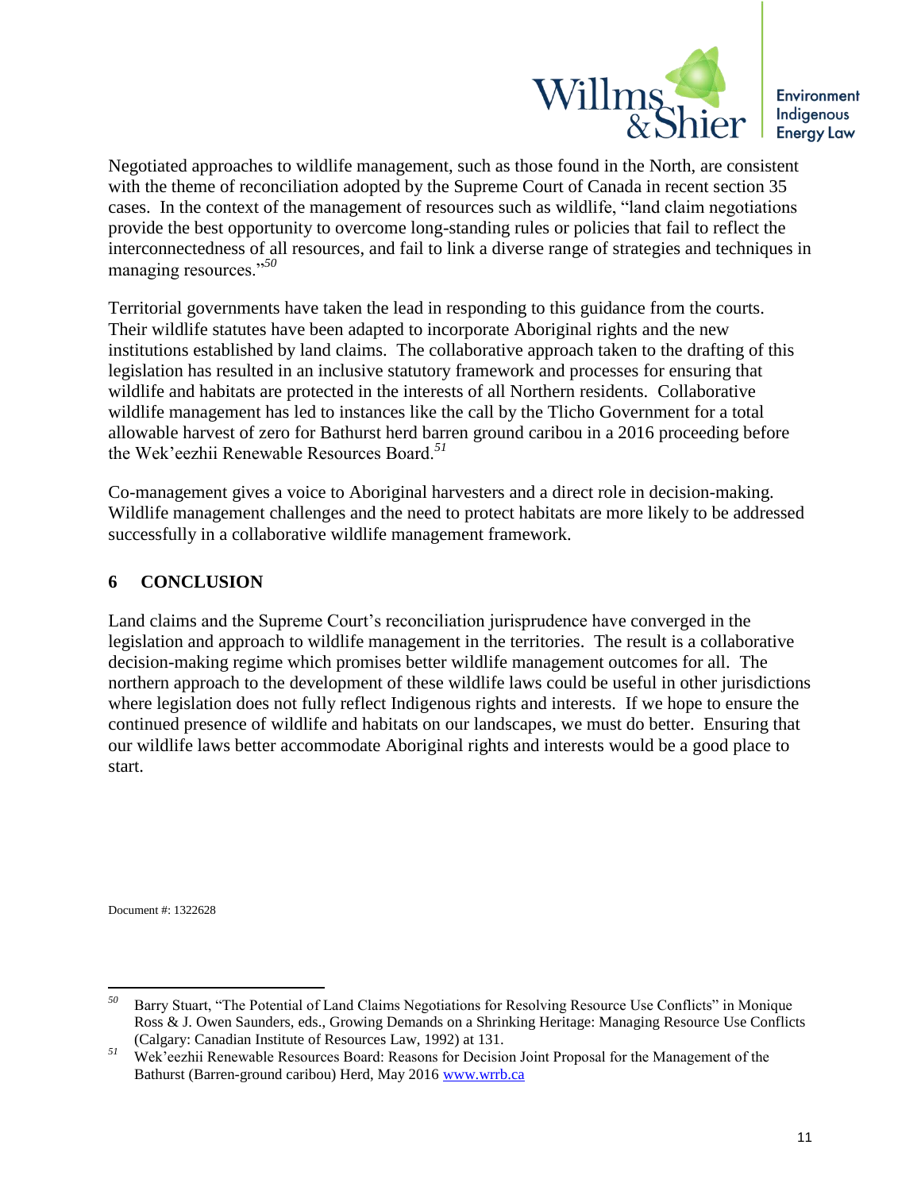Negotiated approaches to wildlife management, such as those found in the North, are consistent with the theme of reconciliation adopted by the Supreme Court of Canada in recent section 35 cases. In the context of the management of resources such as wildlife, "land claim negotiations provide the best opportunity to overcome long-standing rules or policies that fail to reflect the interconnectedness of all resources, and fail to link a diverse range of strategies and techniques in managing resources."[50]

Territorial governments have taken the lead in responding to this guidance from the courts. Their wildlife statutes have been adapted to incorporate Aboriginal rights and the new institutions established by land claims. The collaborative approach taken to the drafting of this legislation has resulted in an inclusive statutory framework and processes for ensuring that wildlife and habitats are protected in the interests of all Northern residents. Collaborative wildlife management has led to instances like the call by the Tlicho Government for a total allowable harvest of zero for Bathurst herd barren ground caribou in a 2016 proceeding before the Wek'eezhii Renewable Resources Board.[51]

Co-management gives a voice to Aboriginal harvesters and a direct role in decision-making. Wildlife management challenges and the need to protect habitats are more likely to be addressed successfully in a collaborative wildlife management framework.

## 6 CONCLUSION

Land claims and the Supreme Court's reconciliation jurisprudence have converged in the legislation and approach to wildlife management in the territories. The result is a collaborative decision-making regime which promises better wildlife management outcomes for all. The northern approach to the development of these wildlife laws could be useful in other jurisdictions where legislation does not fully reflect Indigenous rights and interests. If we hope to ensure the continued presence of wildlife and habitats on our landscapes, we must do better. Ensuring that our wildlife laws better accommodate Aboriginal rights and interests would be a good place to start.

Document #: 1322628

---

[50] Barry Stuart, "The Potential of Land Claims Negotiations for Resolving Resource Use Conflicts" in Monique Ross & J. Owen Saunders, eds., Growing Demands on a Shrinking Heritage: Managing Resource Use Conflicts (Calgary: Canadian Institute of Resources Law, 1992) at 131.

[51] Wek'eezhii Renewable Resources Board: Reasons for Decision Joint Proposal for the Management of the Bathurst (Barren-ground caribou) Herd, May 2016 www.wrrb.ca